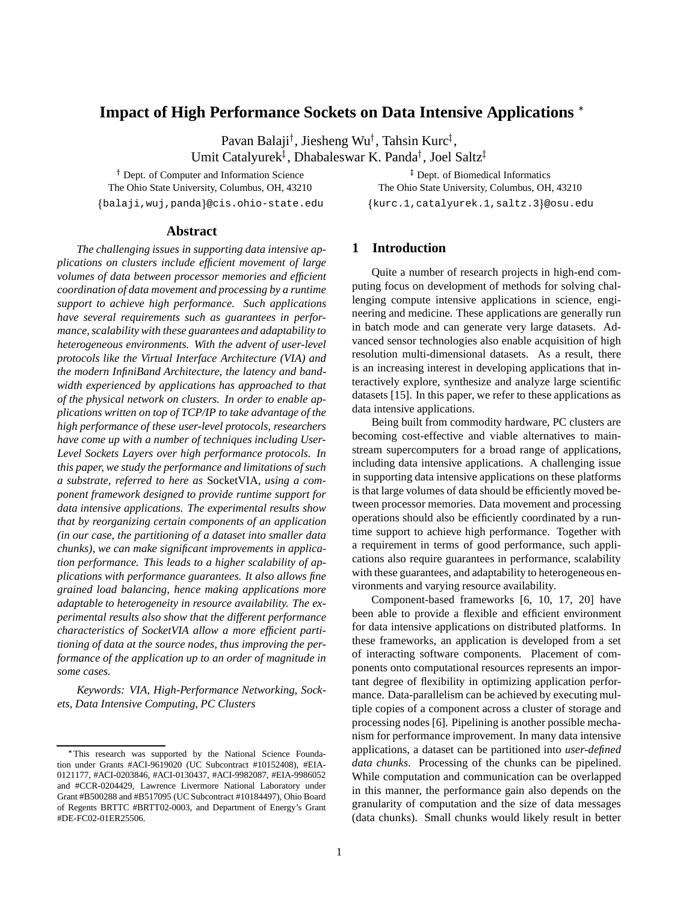# Impact of High Performance Sockets on Data Intensive Applications *

Pavan Balaji†, Jiesheng Wu†, Tahsin Kurc‡,
Umit Catalyurek‡, Dhabaleswar K. Panda†, Joel Saltz‡

† Dept. of Computer and Information Science
The Ohio State University, Columbus, OH, 43210
{balaji,wuj,panda}@cis.ohio-state.edu

‡ Dept. of Biomedical Informatics
The Ohio State University, Columbus, OH, 43210
{kurc.1,catalyurek.1,saltz.3}@osu.edu

## Abstract

*The challenging issues in supporting data intensive applications on clusters include efficient movement of large volumes of data between processor memories and efficient coordination of data movement and processing by a runtime support to achieve high performance. Such applications have several requirements such as guarantees in performance, scalability with these guarantees and adaptability to heterogeneous environments. With the advent of user-level protocols like the Virtual Interface Architecture (VIA) and the modern InfiniBand Architecture, the latency and bandwidth experienced by applications has approached to that of the physical network on clusters. In order to enable applications written on top of TCP/IP to take advantage of the high performance of these user-level protocols, researchers have come up with a number of techniques including User-Level Sockets Layers over high performance protocols. In this paper, we study the performance and limitations of such a substrate, referred to here as* SocketVIA*, using a component framework designed to provide runtime support for data intensive applications. The experimental results show that by reorganizing certain components of an application (in our case, the partitioning of a dataset into smaller data chunks), we can make significant improvements in application performance. This leads to a higher scalability of applications with performance guarantees. It also allows fine grained load balancing, hence making applications more adaptable to heterogeneity in resource availability. The experimental results also show that the different performance characteristics of SocketVIA allow a more efficient partitioning of data at the source nodes, thus improving the performance of the application up to an order of magnitude in some cases.*

*Keywords: VIA, High-Performance Networking, Sockets, Data Intensive Computing, PC Clusters*

## 1 Introduction

Quite a number of research projects in high-end computing focus on development of methods for solving challenging compute intensive applications in science, engineering and medicine. These applications are generally run in batch mode and can generate very large datasets. Advanced sensor technologies also enable acquisition of high resolution multi-dimensional datasets. As a result, there is an increasing interest in developing applications that interactively explore, synthesize and analyze large scientific datasets [15]. In this paper, we refer to these applications as data intensive applications.

Being built from commodity hardware, PC clusters are becoming cost-effective and viable alternatives to mainstream supercomputers for a broad range of applications, including data intensive applications. A challenging issue in supporting data intensive applications on these platforms is that large volumes of data should be efficiently moved between processor memories. Data movement and processing operations should also be efficiently coordinated by a runtime support to achieve high performance. Together with a requirement in terms of good performance, such applications also require guarantees in performance, scalability with these guarantees, and adaptability to heterogeneous environments and varying resource availability.

Component-based frameworks [6, 10, 17, 20] have been able to provide a flexible and efficient environment for data intensive applications on distributed platforms. In these frameworks, an application is developed from a set of interacting software components. Placement of components onto computational resources represents an important degree of flexibility in optimizing application performance. Data-parallelism can be achieved by executing multiple copies of a component across a cluster of storage and processing nodes [6]. Pipelining is another possible mechanism for performance improvement. In many data intensive applications, a dataset can be partitioned into *user-defined data chunks*. Processing of the chunks can be pipelined. While computation and communication can be overlapped in this manner, the performance gain also depends on the granularity of computation and the size of data messages (data chunks). Small chunks would likely result in better

*This research was supported by the National Science Foundation under Grants #ACI-9619020 (UC Subcontract #10152408), #EIA-0121177, #ACI-0203846, #ACI-0130437, #ACI-9982087, #EIA-9986052 and #CCR-0204429, Lawrence Livermore National Laboratory under Grant #B500288 and #B517095 (UC Subcontract #10184497), Ohio Board of Regents BRTTC #BRTT02-0003, and Department of Energy's Grant #DE-FC02-01ER25506.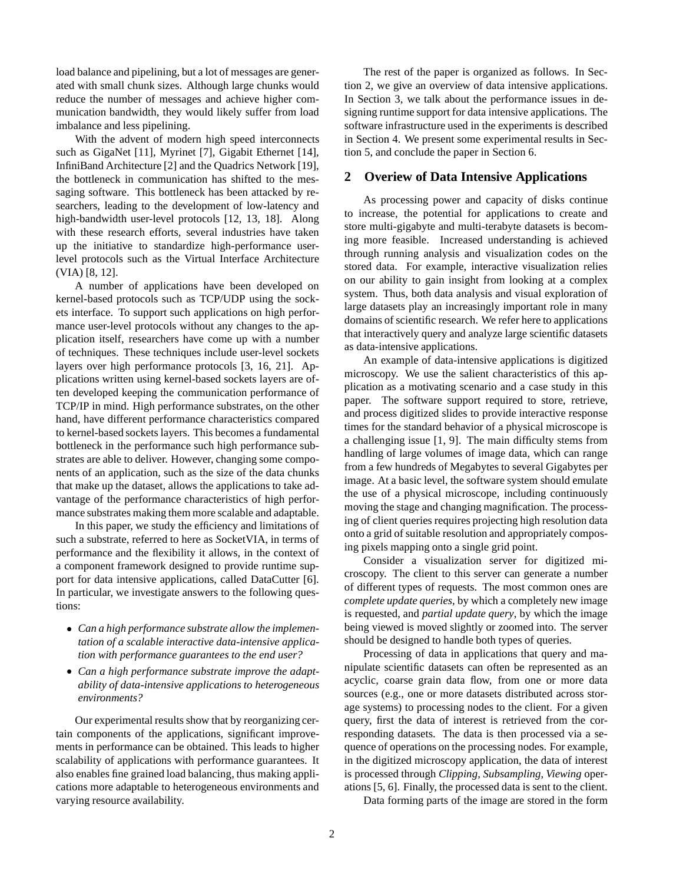load balance and pipelining, but a lot of messages are generated with small chunk sizes. Although large chunks would reduce the number of messages and achieve higher communication bandwidth, they would likely suffer from load imbalance and less pipelining.

With the advent of modern high speed interconnects such as GigaNet [11], Myrinet [7], Gigabit Ethernet [14], InfiniBand Architecture [2] and the Quadrics Network [19], the bottleneck in communication has shifted to the messaging software. This bottleneck has been attacked by researchers, leading to the development of low-latency and high-bandwidth user-level protocols [12, 13, 18]. Along with these research efforts, several industries have taken up the initiative to standardize high-performance user-level protocols such as the Virtual Interface Architecture (VIA) [8, 12].

A number of applications have been developed on kernel-based protocols such as TCP/UDP using the sockets interface. To support such applications on high performance user-level protocols without any changes to the application itself, researchers have come up with a number of techniques. These techniques include user-level sockets layers over high performance protocols [3, 16, 21]. Applications written using kernel-based sockets layers are often developed keeping the communication performance of TCP/IP in mind. High performance substrates, on the other hand, have different performance characteristics compared to kernel-based sockets layers. This becomes a fundamental bottleneck in the performance such high performance substrates are able to deliver. However, changing some components of an application, such as the size of the data chunks that make up the dataset, allows the applications to take advantage of the performance characteristics of high performance substrates making them more scalable and adaptable.

In this paper, we study the efficiency and limitations of such a substrate, referred to here as *S*ocketVIA, in terms of performance and the flexibility it allows, in the context of a component framework designed to provide runtime support for data intensive applications, called DataCutter [6]. In particular, we investigate answers to the following questions:

- *Can a high performance substrate allow the implementation of a scalable interactive data-intensive application with performance guarantees to the end user?*
- *Can a high performance substrate improve the adaptability of data-intensive applications to heterogeneous environments?*

Our experimental results show that by reorganizing certain components of the applications, significant improvements in performance can be obtained. This leads to higher scalability of applications with performance guarantees. It also enables fine grained load balancing, thus making applications more adaptable to heterogeneous environments and varying resource availability.

The rest of the paper is organized as follows. In Section 2, we give an overview of data intensive applications. In Section 3, we talk about the performance issues in designing runtime support for data intensive applications. The software infrastructure used in the experiments is described in Section 4. We present some experimental results in Section 5, and conclude the paper in Section 6.

## 2 Overview of Data Intensive Applications

As processing power and capacity of disks continue to increase, the potential for applications to create and store multi-gigabyte and multi-terabyte datasets is becoming more feasible. Increased understanding is achieved through running analysis and visualization codes on the stored data. For example, interactive visualization relies on our ability to gain insight from looking at a complex system. Thus, both data analysis and visual exploration of large datasets play an increasingly important role in many domains of scientific research. We refer here to applications that interactively query and analyze large scientific datasets as data-intensive applications.

An example of data-intensive applications is digitized microscopy. We use the salient characteristics of this application as a motivating scenario and a case study in this paper. The software support required to store, retrieve, and process digitized slides to provide interactive response times for the standard behavior of a physical microscope is a challenging issue [1, 9]. The main difficulty stems from handling of large volumes of image data, which can range from a few hundreds of Megabytes to several Gigabytes per image. At a basic level, the software system should emulate the use of a physical microscope, including continuously moving the stage and changing magnification. The processing of client queries requires projecting high resolution data onto a grid of suitable resolution and appropriately composing pixels mapping onto a single grid point.

Consider a visualization server for digitized microscopy. The client to this server can generate a number of different types of requests. The most common ones are *complete update queries*, by which a completely new image is requested, and *partial update query*, by which the image being viewed is moved slightly or zoomed into. The server should be designed to handle both types of queries.

Processing of data in applications that query and manipulate scientific datasets can often be represented as an acyclic, coarse grain data flow, from one or more data sources (e.g., one or more datasets distributed across storage systems) to processing nodes to the client. For a given query, first the data of interest is retrieved from the corresponding datasets. The data is then processed via a sequence of operations on the processing nodes. For example, in the digitized microscopy application, the data of interest is processed through *Clipping*, *Subsampling*, *Viewing* operations [5, 6]. Finally, the processed data is sent to the client.

Data forming parts of the image are stored in the form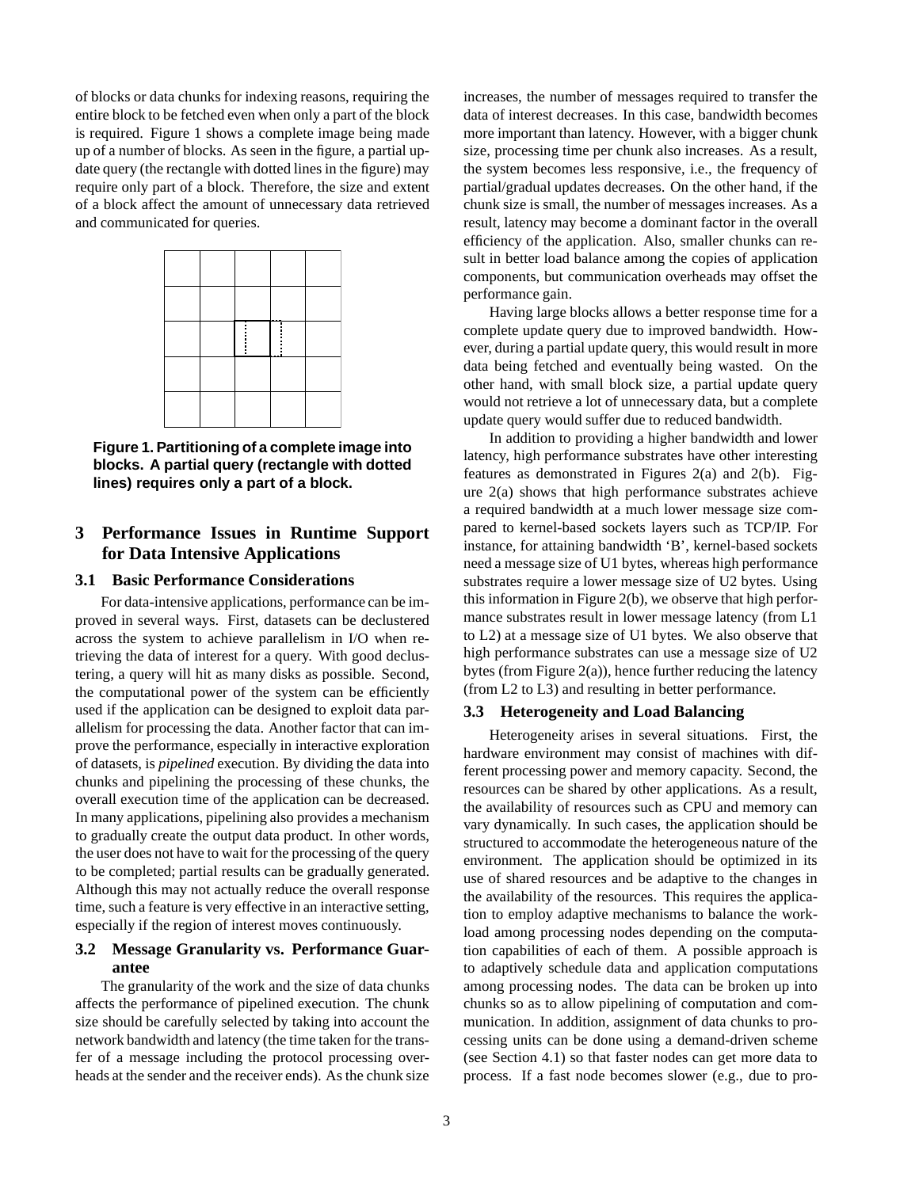of blocks or data chunks for indexing reasons, requiring the entire block to be fetched even when only a part of the block is required. Figure 1 shows a complete image being made up of a number of blocks. As seen in the figure, a partial update query (the rectangle with dotted lines in the figure) may require only part of a block. Therefore, the size and extent of a block affect the amount of unnecessary data retrieved and communicated for queries.

**Figure 1. Partitioning of a complete image into blocks. A partial query (rectangle with dotted lines) requires only a part of a block.**

## 3 Performance Issues in Runtime Support for Data Intensive Applications

### 3.1 Basic Performance Considerations

For data-intensive applications, performance can be improved in several ways. First, datasets can be declustered across the system to achieve parallelism in I/O when retrieving the data of interest for a query. With good declustering, a query will hit as many disks as possible. Second, the computational power of the system can be efficiently used if the application can be designed to exploit data parallelism for processing the data. Another factor that can improve the performance, especially in interactive exploration of datasets, is *pipelined* execution. By dividing the data into chunks and pipelining the processing of these chunks, the overall execution time of the application can be decreased. In many applications, pipelining also provides a mechanism to gradually create the output data product. In other words, the user does not have to wait for the processing of the query to be completed; partial results can be gradually generated. Although this may not actually reduce the overall response time, such a feature is very effective in an interactive setting, especially if the region of interest moves continuously.

### 3.2 Message Granularity vs. Performance Guarantee

The granularity of the work and the size of data chunks affects the performance of pipelined execution. The chunk size should be carefully selected by taking into account the network bandwidth and latency (the time taken for the transfer of a message including the protocol processing overheads at the sender and the receiver ends). As the chunk size increases, the number of messages required to transfer the data of interest decreases. In this case, bandwidth becomes more important than latency. However, with a bigger chunk size, processing time per chunk also increases. As a result, the system becomes less responsive, i.e., the frequency of partial/gradual updates decreases. On the other hand, if the chunk size is small, the number of messages increases. As a result, latency may become a dominant factor in the overall efficiency of the application. Also, smaller chunks can result in better load balance among the copies of application components, but communication overheads may offset the performance gain.

Having large blocks allows a better response time for a complete update query due to improved bandwidth. However, during a partial update query, this would result in more data being fetched and eventually being wasted. On the other hand, with small block size, a partial update query would not retrieve a lot of unnecessary data, but a complete update query would suffer due to reduced bandwidth.

In addition to providing a higher bandwidth and lower latency, high performance substrates have other interesting features as demonstrated in Figures 2(a) and 2(b). Figure 2(a) shows that high performance substrates achieve a required bandwidth at a much lower message size compared to kernel-based sockets layers such as TCP/IP. For instance, for attaining bandwidth 'B', kernel-based sockets need a message size of U1 bytes, whereas high performance substrates require a lower message size of U2 bytes. Using this information in Figure 2(b), we observe that high performance substrates result in lower message latency (from L1 to L2) at a message size of U1 bytes. We also observe that high performance substrates can use a message size of U2 bytes (from Figure 2(a)), hence further reducing the latency (from L2 to L3) and resulting in better performance.

### 3.3 Heterogeneity and Load Balancing

Heterogeneity arises in several situations. First, the hardware environment may consist of machines with different processing power and memory capacity. Second, the resources can be shared by other applications. As a result, the availability of resources such as CPU and memory can vary dynamically. In such cases, the application should be structured to accommodate the heterogeneous nature of the environment. The application should be optimized in its use of shared resources and be adaptive to the changes in the availability of the resources. This requires the application to employ adaptive mechanisms to balance the workload among processing nodes depending on the computation capabilities of each of them. A possible approach is to adaptively schedule data and application computations among processing nodes. The data can be broken up into chunks so as to allow pipelining of computation and communication. In addition, assignment of data chunks to processing units can be done using a demand-driven scheme (see Section 4.1) so that faster nodes can get more data to process. If a fast node becomes slower (e.g., due to pro-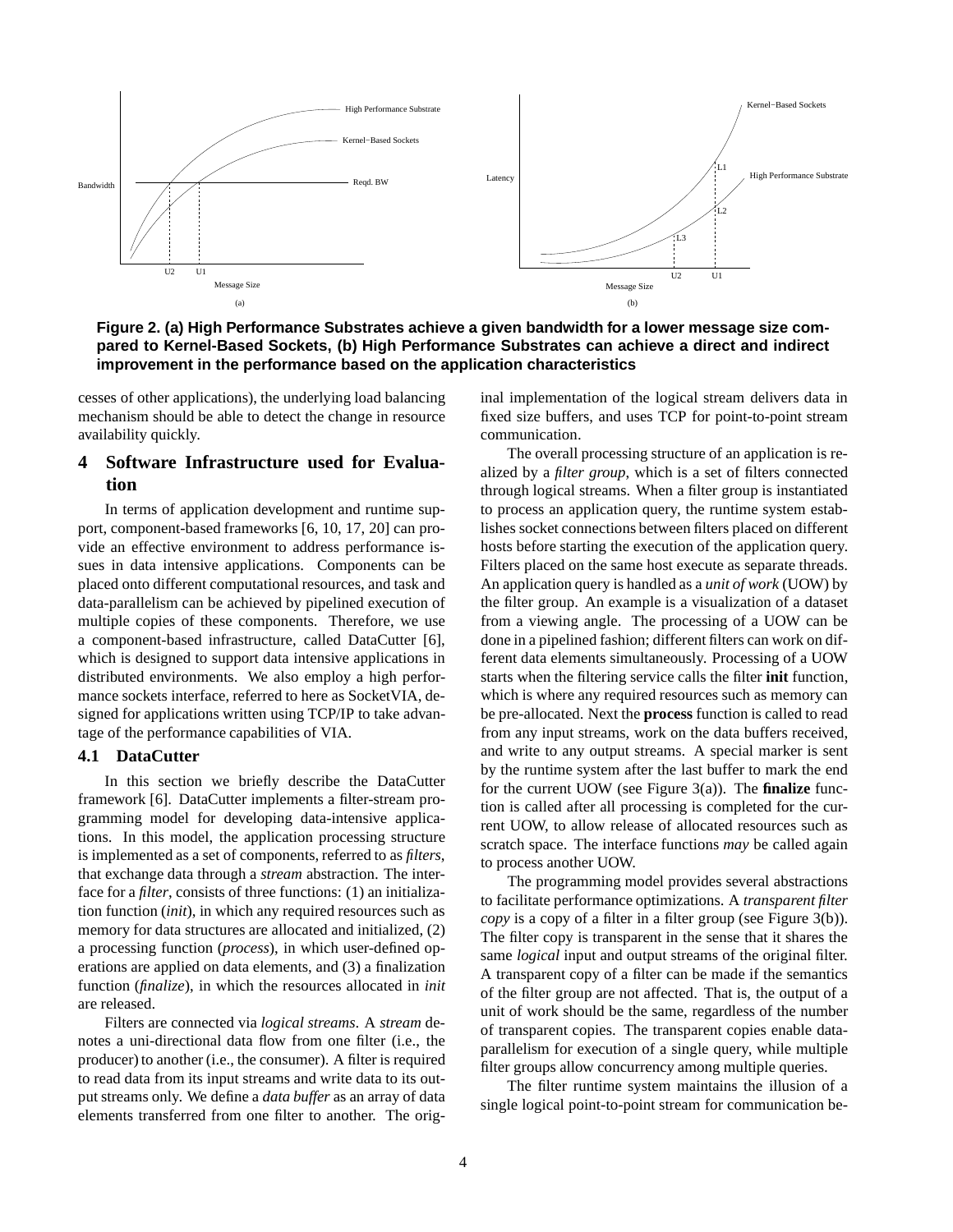**Figure 2. (a) High Performance Substrates achieve a given bandwidth for a lower message size compared to Kernel-Based Sockets, (b) High Performance Substrates can achieve a direct and indirect improvement in the performance based on the application characteristics**

cesses of other applications), the underlying load balancing mechanism should be able to detect the change in resource availability quickly.

## 4 Software Infrastructure used for Evaluation

In terms of application development and runtime support, component-based frameworks [6, 10, 17, 20] can provide an effective environment to address performance issues in data intensive applications. Components can be placed onto different computational resources, and task and data-parallelism can be achieved by pipelined execution of multiple copies of these components. Therefore, we use a component-based infrastructure, called DataCutter [6], which is designed to support data intensive applications in distributed environments. We also employ a high performance sockets interface, referred to here as SocketVIA, designed for applications written using TCP/IP to take advantage of the performance capabilities of VIA.

### 4.1 DataCutter

In this section we briefly describe the DataCutter framework [6]. DataCutter implements a filter-stream programming model for developing data-intensive applications. In this model, the application processing structure is implemented as a set of components, referred to as *filters*, that exchange data through a *stream* abstraction. The interface for a *filter*, consists of three functions: (1) an initialization function (*init*), in which any required resources such as memory for data structures are allocated and initialized, (2) a processing function (*process*), in which user-defined operations are applied on data elements, and (3) a finalization function (*finalize*), in which the resources allocated in *init* are released.

Filters are connected via *logical streams*. A *stream* denotes a uni-directional data flow from one filter (i.e., the producer) to another (i.e., the consumer). A filter is required to read data from its input streams and write data to its output streams only. We define a *data buffer* as an array of data elements transferred from one filter to another. The original implementation of the logical stream delivers data in fixed size buffers, and uses TCP for point-to-point stream communication.

The overall processing structure of an application is realized by a *filter group*, which is a set of filters connected through logical streams. When a filter group is instantiated to process an application query, the runtime system establishes socket connections between filters placed on different hosts before starting the execution of the application query. Filters placed on the same host execute as separate threads. An application query is handled as a *unit of work* (UOW) by the filter group. An example is a visualization of a dataset from a viewing angle. The processing of a UOW can be done in a pipelined fashion; different filters can work on different data elements simultaneously. Processing of a UOW starts when the filtering service calls the filter **init** function, which is where any required resources such as memory can be pre-allocated. Next the **process** function is called to read from any input streams, work on the data buffers received, and write to any output streams. A special marker is sent by the runtime system after the last buffer to mark the end for the current UOW (see Figure 3(a)). The **finalize** function is called after all processing is completed for the current UOW, to allow release of allocated resources such as scratch space. The interface functions *may* be called again to process another UOW.

The programming model provides several abstractions to facilitate performance optimizations. A *transparent filter copy* is a copy of a filter in a filter group (see Figure 3(b)). The filter copy is transparent in the sense that it shares the same *logical* input and output streams of the original filter. A transparent copy of a filter can be made if the semantics of the filter group are not affected. That is, the output of a unit of work should be the same, regardless of the number of transparent copies. The transparent copies enable data-parallelism for execution of a single query, while multiple filter groups allow concurrency among multiple queries.

The filter runtime system maintains the illusion of a single logical point-to-point stream for communication be-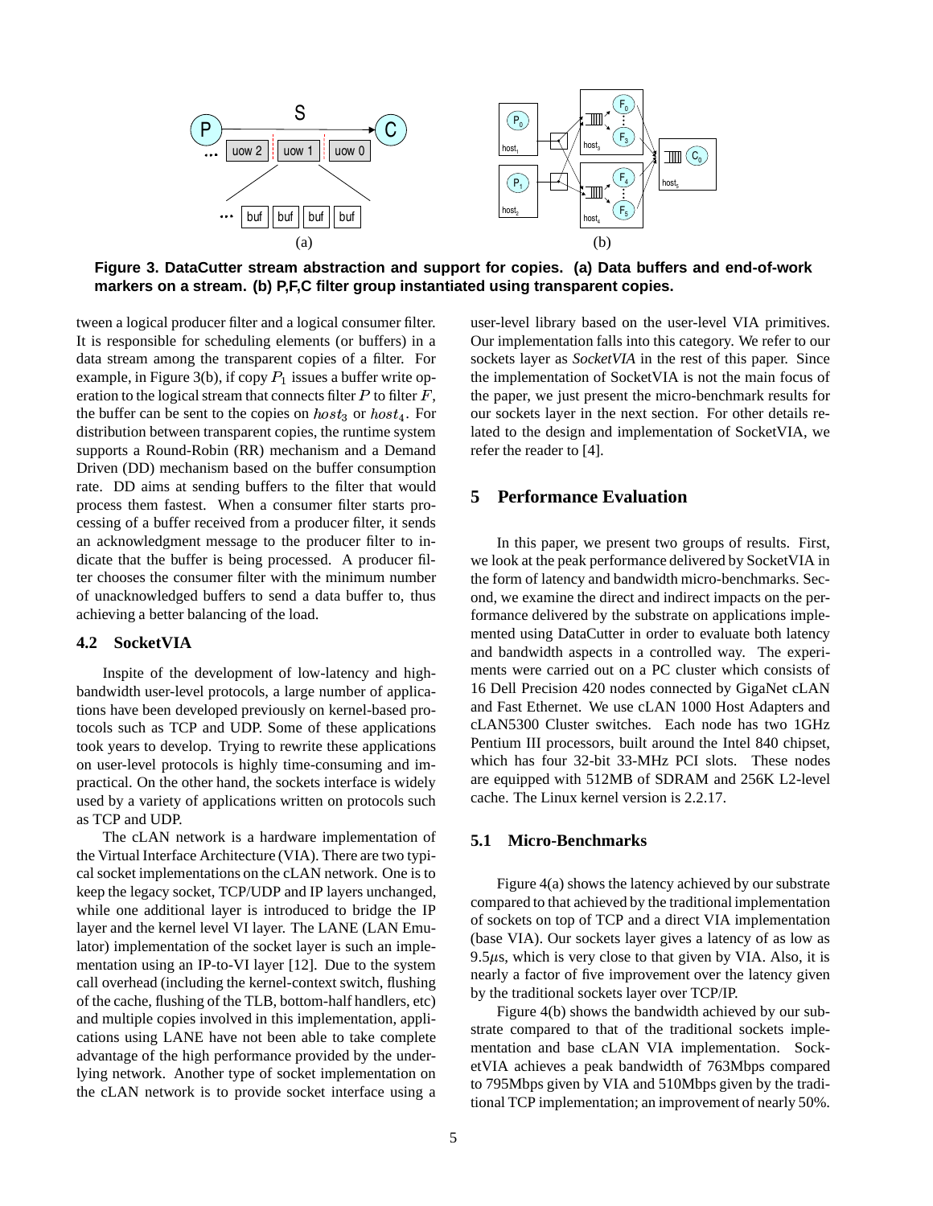**Figure 3. DataCutter stream abstraction and support for copies. (a) Data buffers and end-of-work markers on a stream. (b) P,F,C filter group instantiated using transparent copies.**

tween a logical producer filter and a logical consumer filter. It is responsible for scheduling elements (or buffers) in a data stream among the transparent copies of a filter. For example, in Figure 3(b), if copy $P_1$ issues a buffer write operation to the logical stream that connects filter $P$ to filter $F$, the buffer can be sent to the copies on $host_3$ or $host_4$. For distribution between transparent copies, the runtime system supports a Round-Robin (RR) mechanism and a Demand Driven (DD) mechanism based on the buffer consumption rate. DD aims at sending buffers to the filter that would process them fastest. When a consumer filter starts processing of a buffer received from a producer filter, it sends an acknowledgment message to the producer filter to indicate that the buffer is being processed. A producer filter chooses the consumer filter with the minimum number of unacknowledged buffers to send a data buffer to, thus achieving a better balancing of the load.

### 4.2 SocketVIA

Inspite of the development of low-latency and high-bandwidth user-level protocols, a large number of applications have been developed previously on kernel-based protocols such as TCP and UDP. Some of these applications took years to develop. Trying to rewrite these applications on user-level protocols is highly time-consuming and impractical. On the other hand, the sockets interface is widely used by a variety of applications written on protocols such as TCP and UDP.

The cLAN network is a hardware implementation of the Virtual Interface Architecture (VIA). There are two typical socket implementations on the cLAN network. One is to keep the legacy socket, TCP/UDP and IP layers unchanged, while one additional layer is introduced to bridge the IP layer and the kernel level VI layer. The LANE (LAN Emulator) implementation of the socket layer is such an implementation using an IP-to-VI layer [12]. Due to the system call overhead (including the kernel-context switch, flushing of the cache, flushing of the TLB, bottom-half handlers, etc) and multiple copies involved in this implementation, applications using LANE have not been able to take complete advantage of the high performance provided by the underlying network. Another type of socket implementation on the cLAN network is to provide socket interface using a user-level library based on the user-level VIA primitives. Our implementation falls into this category. We refer to our sockets layer as *SocketVIA* in the rest of this paper. Since the implementation of SocketVIA is not the main focus of the paper, we just present the micro-benchmark results for our sockets layer in the next section. For other details related to the design and implementation of SocketVIA, we refer the reader to [4].

## 5 Performance Evaluation

In this paper, we present two groups of results. First, we look at the peak performance delivered by SocketVIA in the form of latency and bandwidth micro-benchmarks. Second, we examine the direct and indirect impacts on the performance delivered by the substrate on applications implemented using DataCutter in order to evaluate both latency and bandwidth aspects in a controlled way. The experiments were carried out on a PC cluster which consists of 16 Dell Precision 420 nodes connected by GigaNet cLAN and Fast Ethernet. We use cLAN 1000 Host Adapters and cLAN5300 Cluster switches. Each node has two 1GHz Pentium III processors, built around the Intel 840 chipset, which has four 32-bit 33-MHz PCI slots. These nodes are equipped with 512MB of SDRAM and 256K L2-level cache. The Linux kernel version is 2.2.17.

### 5.1 Micro-Benchmarks

Figure 4(a) shows the latency achieved by our substrate compared to that achieved by the traditional implementation of sockets on top of TCP and a direct VIA implementation (base VIA). Our sockets layer gives a latency of as low as 9.5$\mu$s, which is very close to that given by VIA. Also, it is nearly a factor of five improvement over the latency given by the traditional sockets layer over TCP/IP.

Figure 4(b) shows the bandwidth achieved by our substrate compared to that of the traditional sockets implementation and base cLAN VIA implementation. SocketVIA achieves a peak bandwidth of 763Mbps compared to 795Mbps given by VIA and 510Mbps given by the traditional TCP implementation; an improvement of nearly 50%.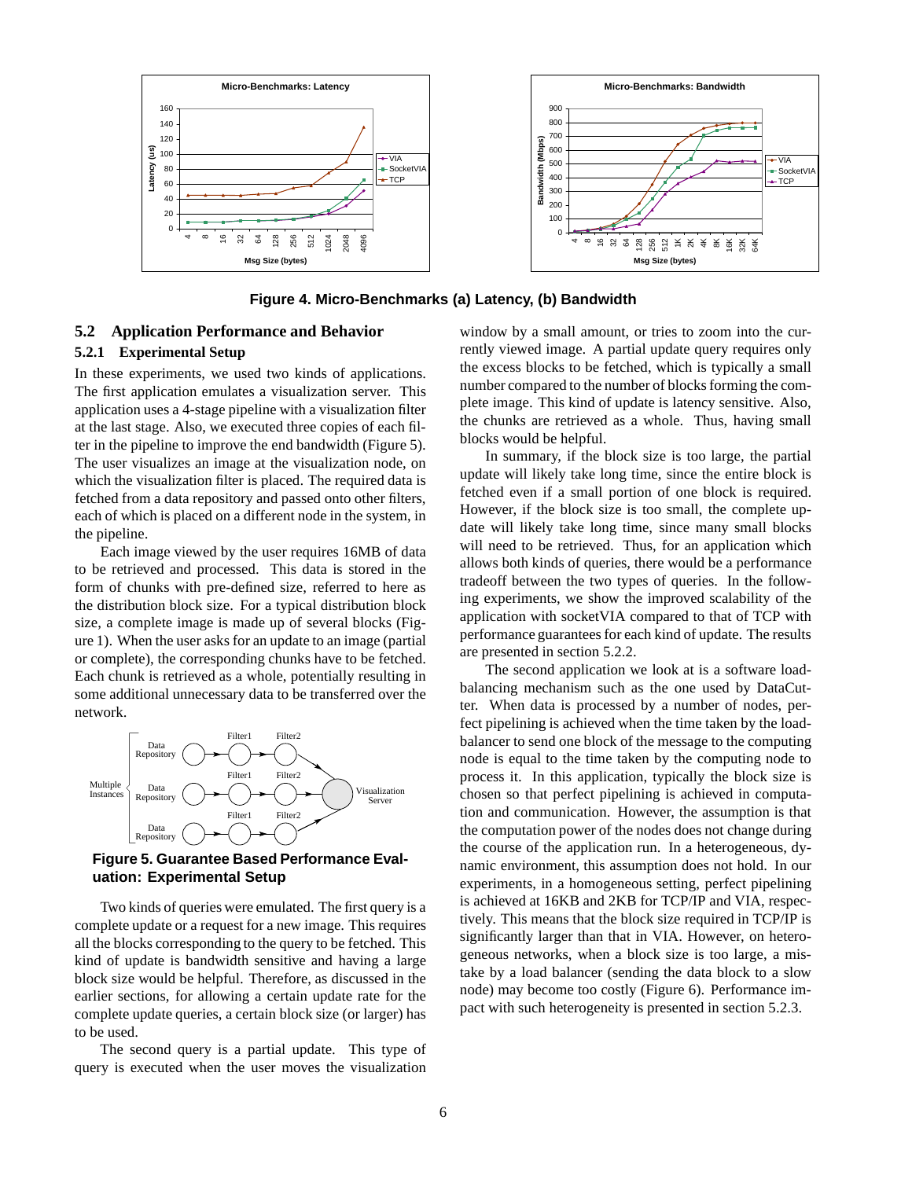Micro-Benchmarks: Latency

Latency (us)

160
140
120
100
80
60
40
20
0

4 8 16 32 64 128 256 512 1024 2048 4096

Msg Size (bytes)

VIA
SocketVIA
TCP

Micro-Benchmarks: Bandwidth

Bandwidth (Mbps)

900
800
700
600
500
400
300
200
100
0

4 8 16 32 64 128 256 512 1K 2K 4K 8K 16K 32K 64K

Msg Size (bytes)

VIA
SocketVIA
TCP

**Figure 4. Micro-Benchmarks (a) Latency, (b) Bandwidth**

## 5.2 Application Performance and Behavior

### 5.2.1 Experimental Setup

In these experiments, we used two kinds of applications. The first application emulates a visualization server. This application uses a 4-stage pipeline with a visualization filter at the last stage. Also, we executed three copies of each filter in the pipeline to improve the end bandwidth (Figure 5). The user visualizes an image at the visualization node, on which the visualization filter is placed. The required data is fetched from a data repository and passed onto other filters, each of which is placed on a different node in the system, in the pipeline.

Each image viewed by the user requires 16MB of data to be retrieved and processed. This data is stored in the form of chunks with pre-defined size, referred to here as the distribution block size. For a typical distribution block size, a complete image is made up of several blocks (Figure 1). When the user asks for an update to an image (partial or complete), the corresponding chunks have to be fetched. Each chunk is retrieved as a whole, potentially resulting in some additional unnecessary data to be transferred over the network.

Multiple Instances

Data Repository

Filter1

Filter2

Visualization Server

**Figure 5. Guarantee Based Performance Evaluation: Experimental Setup**

Two kinds of queries were emulated. The first query is a complete update or a request for a new image. This requires all the blocks corresponding to the query to be fetched. This kind of update is bandwidth sensitive and having a large block size would be helpful. Therefore, as discussed in the earlier sections, for allowing a certain update rate for the complete update queries, a certain block size (or larger) has to be used.

The second query is a partial update. This type of query is executed when the user moves the visualization window by a small amount, or tries to zoom into the currently viewed image. A partial update query requires only the excess blocks to be fetched, which is typically a small number compared to the number of blocks forming the complete image. This kind of update is latency sensitive. Also, the chunks are retrieved as a whole. Thus, having small blocks would be helpful.

In summary, if the block size is too large, the partial update will likely take long time, since the entire block is fetched even if a small portion of one block is required. However, if the block size is too small, the complete update will likely take long time, since many small blocks will need to be retrieved. Thus, for an application which allows both kinds of queries, there would be a performance tradeoff between the two types of queries. In the following experiments, we show the improved scalability of the application with socketVIA compared to that of TCP with performance guarantees for each kind of update. The results are presented in section 5.2.2.

The second application we look at is a software load-balancing mechanism such as the one used by DataCutter. When data is processed by a number of nodes, perfect pipelining is achieved when the time taken by the load-balancer to send one block of the message to the computing node is equal to the time taken by the computing node to process it. In this application, typically the block size is chosen so that perfect pipelining is achieved in computation and communication. However, the assumption is that the computation power of the nodes does not change during the course of the application run. In a heterogeneous, dynamic environment, this assumption does not hold. In our experiments, in a homogeneous setting, perfect pipelining is achieved at 16KB and 2KB for TCP/IP and VIA, respectively. This means that the block size required in TCP/IP is significantly larger than that in VIA. However, on heterogeneous networks, when a block size is too large, a mistake by a load balancer (sending the data block to a slow node) may become too costly (Figure 6). Performance impact with such heterogeneity is presented in section 5.2.3.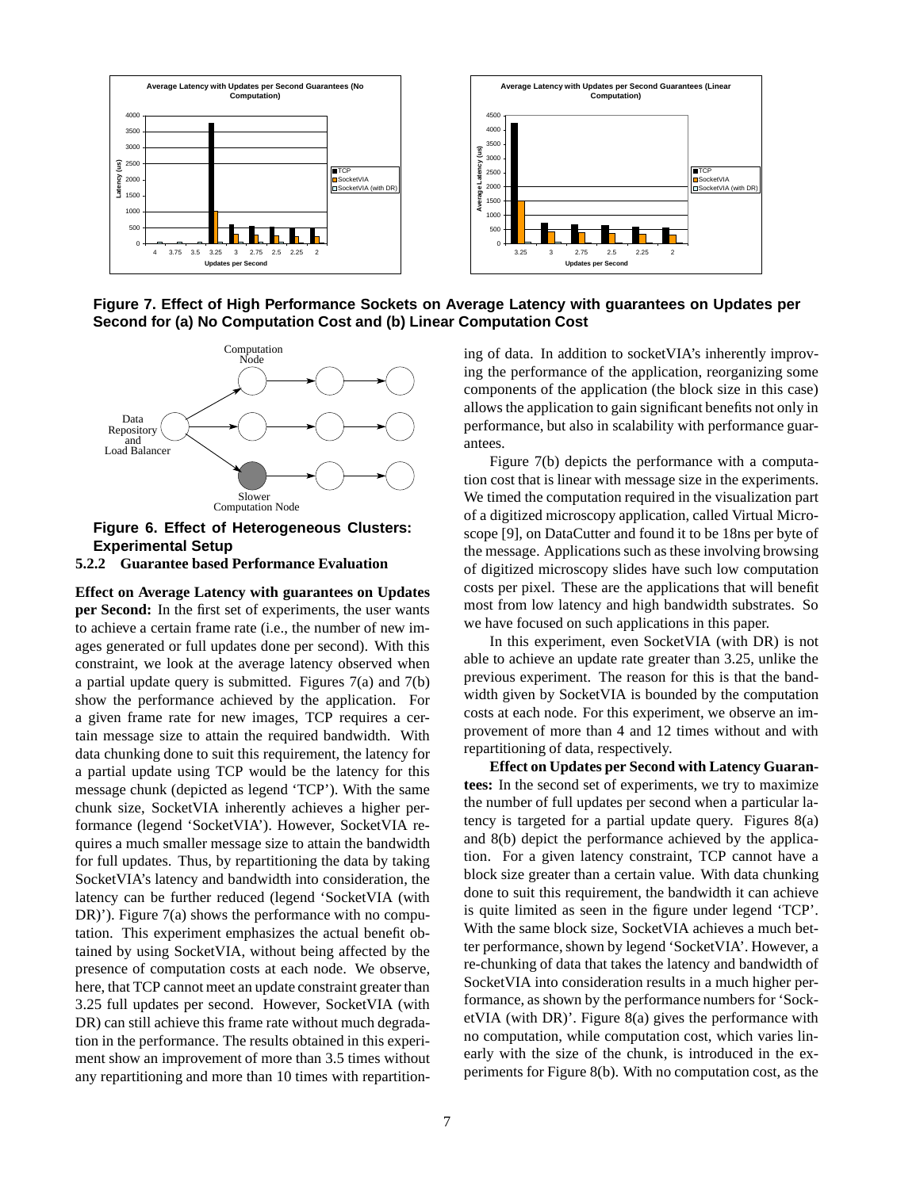**Figure 7. Effect of High Performance Sockets on Average Latency with guarantees on Updates per Second for (a) No Computation Cost and (b) Linear Computation Cost**

**Figure 6. Effect of Heterogeneous Clusters: Experimental Setup**

#### 5.2.2 Guarantee based Performance Evaluation

**Effect on Average Latency with guarantees on Updates per Second:** In the first set of experiments, the user wants to achieve a certain frame rate (i.e., the number of new images generated or full updates done per second). With this constraint, we look at the average latency observed when a partial update query is submitted. Figures 7(a) and 7(b) show the performance achieved by the application. For a given frame rate for new images, TCP requires a certain message size to attain the required bandwidth. With data chunking done to suit this requirement, the latency for a partial update using TCP would be the latency for this message chunk (depicted as legend 'TCP'). With the same chunk size, SocketVIA inherently achieves a higher performance (legend 'SocketVIA'). However, SocketVIA requires a much smaller message size to attain the bandwidth for full updates. Thus, by repartitioning the data by taking SocketVIA's latency and bandwidth into consideration, the latency can be further reduced (legend 'SocketVIA (with DR)'). Figure 7(a) shows the performance with no computation. This experiment emphasizes the actual benefit obtained by using SocketVIA, without being affected by the presence of computation costs at each node. We observe, here, that TCP cannot meet an update constraint greater than 3.25 full updates per second. However, SocketVIA (with DR) can still achieve this frame rate without much degradation in the performance. The results obtained in this experiment show an improvement of more than 3.5 times without any repartitioning and more than 10 times with repartitioning of data. In addition to socketVIA's inherently improving the performance of the application, reorganizing some components of the application (the block size in this case) allows the application to gain significant benefits not only in performance, but also in scalability with performance guarantees.

Figure 7(b) depicts the performance with a computation cost that is linear with message size in the experiments. We timed the computation required in the visualization part of a digitized microscopy application, called Virtual Microscope [9], on DataCutter and found it to be 18ns per byte of the message. Applications such as these involving browsing of digitized microscopy slides have such low computation costs per pixel. These are the applications that will benefit most from low latency and high bandwidth substrates. So we have focused on such applications in this paper.

In this experiment, even SocketVIA (with DR) is not able to achieve an update rate greater than 3.25, unlike the previous experiment. The reason for this is that the bandwidth given by SocketVIA is bounded by the computation costs at each node. For this experiment, we observe an improvement of more than 4 and 12 times without and with repartitioning of data, respectively.

**Effect on Updates per Second with Latency Guarantees:** In the second set of experiments, we try to maximize the number of full updates per second when a particular latency is targeted for a partial update query. Figures 8(a) and 8(b) depict the performance achieved by the application. For a given latency constraint, TCP cannot have a block size greater than a certain value. With data chunking done to suit this requirement, the bandwidth it can achieve is quite limited as seen in the figure under legend 'TCP'. With the same block size, SocketVIA achieves a much better performance, shown by legend 'SocketVIA'. However, a re-chunking of data that takes the latency and bandwidth of SocketVIA into consideration results in a much higher performance, as shown by the performance numbers for 'SocketVIA (with DR)'. Figure 8(a) gives the performance with no computation, while computation cost, which varies linearly with the size of the chunk, is introduced in the experiments for Figure 8(b). With no computation cost, as the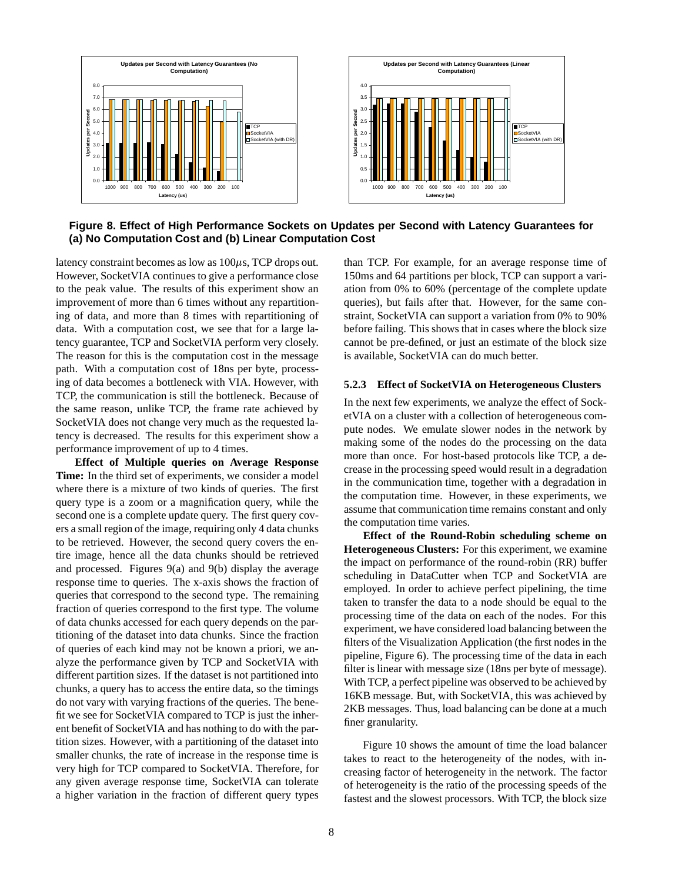**Figure 8. Effect of High Performance Sockets on Updates per Second with Latency Guarantees for (a) No Computation Cost and (b) Linear Computation Cost**

latency constraint becomes as low as $100\mu$s, TCP drops out. However, SocketVIA continues to give a performance close to the peak value. The results of this experiment show an improvement of more than 6 times without any repartitioning of data, and more than 8 times with repartitioning of data. With a computation cost, we see that for a large latency guarantee, TCP and SocketVIA perform very closely. The reason for this is the computation cost in the message path. With a computation cost of 18ns per byte, processing of data becomes a bottleneck with VIA. However, with TCP, the communication is still the bottleneck. Because of the same reason, unlike TCP, the frame rate achieved by SocketVIA does not change very much as the requested latency is decreased. The results for this experiment show a performance improvement of up to 4 times.

**Effect of Multiple queries on Average Response Time:** In the third set of experiments, we consider a model where there is a mixture of two kinds of queries. The first query type is a zoom or a magnification query, while the second one is a complete update query. The first query covers a small region of the image, requiring only 4 data chunks to be retrieved. However, the second query covers the entire image, hence all the data chunks should be retrieved and processed. Figures 9(a) and 9(b) display the average response time to queries. The x-axis shows the fraction of queries that correspond to the second type. The remaining fraction of queries correspond to the first type. The volume of data chunks accessed for each query depends on the partitioning of the dataset into data chunks. Since the fraction of queries of each kind may not be known a priori, we analyze the performance given by TCP and SocketVIA with different partition sizes. If the dataset is not partitioned into chunks, a query has to access the entire data, so the timings do not vary with varying fractions of the queries. The benefit we see for SocketVIA compared to TCP is just the inherent benefit of SocketVIA and has nothing to do with the partition sizes. However, with a partitioning of the dataset into smaller chunks, the rate of increase in the response time is very high for TCP compared to SocketVIA. Therefore, for any given average response time, SocketVIA can tolerate a higher variation in the fraction of different query types than TCP. For example, for an average response time of 150ms and 64 partitions per block, TCP can support a variation from 0% to 60% (percentage of the complete update queries), but fails after that. However, for the same constraint, SocketVIA can support a variation from 0% to 90% before failing. This shows that in cases where the block size cannot be pre-defined, or just an estimate of the block size is available, SocketVIA can do much better.

### 5.2.3 Effect of SocketVIA on Heterogeneous Clusters

In the next few experiments, we analyze the effect of SocketVIA on a cluster with a collection of heterogeneous compute nodes. We emulate slower nodes in the network by making some of the nodes do the processing on the data more than once. For host-based protocols like TCP, a decrease in the processing speed would result in a degradation in the communication time, together with a degradation in the computation time. However, in these experiments, we assume that communication time remains constant and only the computation time varies.

**Effect of the Round-Robin scheduling scheme on Heterogeneous Clusters:** For this experiment, we examine the impact on performance of the round-robin (RR) buffer scheduling in DataCutter when TCP and SocketVIA are employed. In order to achieve perfect pipelining, the time taken to transfer the data to a node should be equal to the processing time of the data on each of the nodes. For this experiment, we have considered load balancing between the filters of the Visualization Application (the first nodes in the pipeline, Figure 6). The processing time of the data in each filter is linear with message size (18ns per byte of message). With TCP, a perfect pipeline was observed to be achieved by 16KB message. But, with SocketVIA, this was achieved by 2KB messages. Thus, load balancing can be done at a much finer granularity.

Figure 10 shows the amount of time the load balancer takes to react to the heterogeneity of the nodes, with increasing factor of heterogeneity in the network. The factor of heterogeneity is the ratio of the processing speeds of the fastest and the slowest processors. With TCP, the block size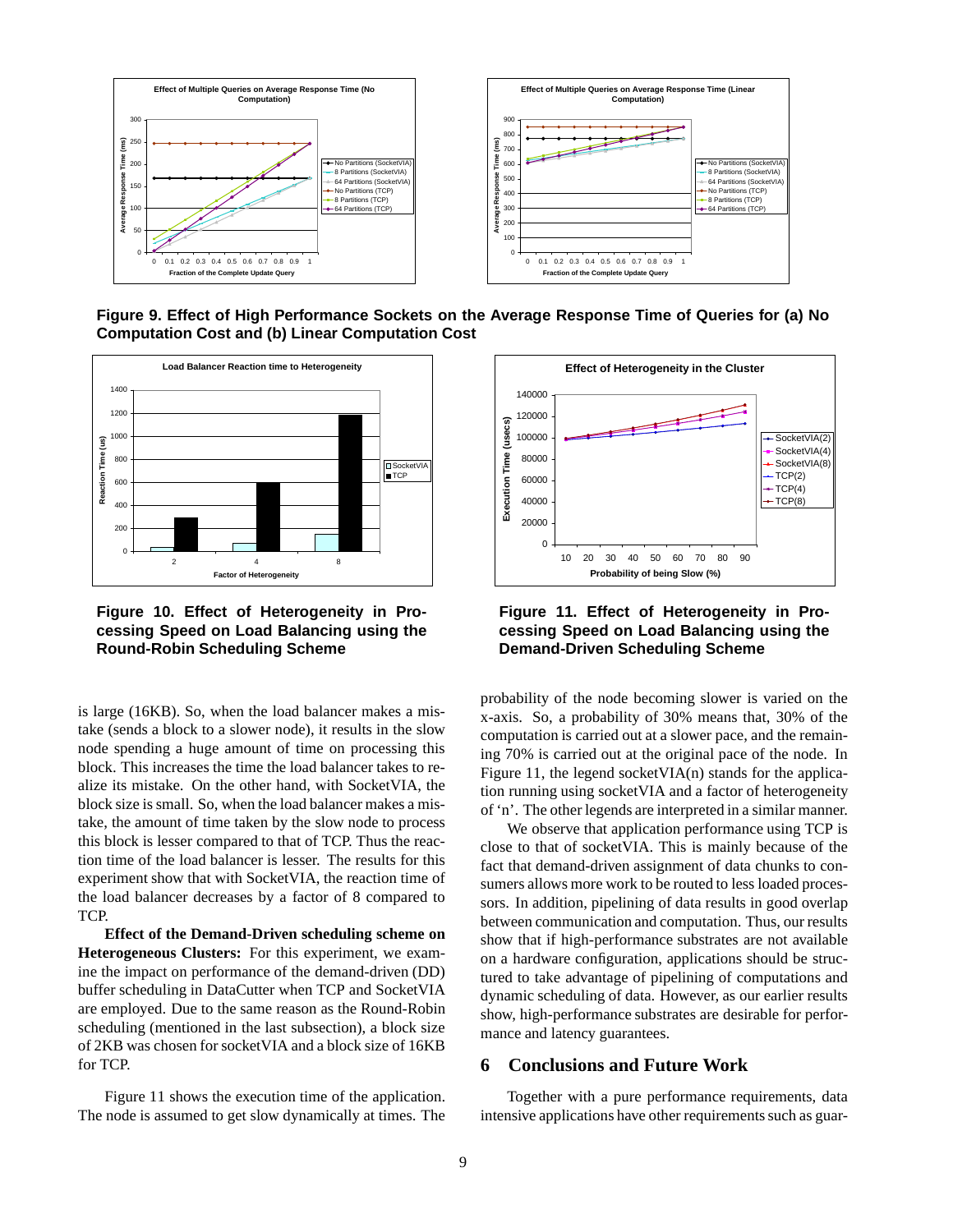Figure 9. Effect of High Performance Sockets on the Average Response Time of Queries for (a) No Computation Cost and (b) Linear Computation Cost

Figure 10. Effect of Heterogeneity in Processing Speed on Load Balancing using the Round-Robin Scheduling Scheme

Figure 11. Effect of Heterogeneity in Processing Speed on Load Balancing using the Demand-Driven Scheduling Scheme

is large (16KB). So, when the load balancer makes a mistake (sends a block to a slower node), it results in the slow node spending a huge amount of time on processing this block. This increases the time the load balancer takes to realize its mistake. On the other hand, with SocketVIA, the block size is small. So, when the load balancer makes a mistake, the amount of time taken by the slow node to process this block is lesser compared to that of TCP. Thus the reaction time of the load balancer is lesser. The results for this experiment show that with SocketVIA, the reaction time of the load balancer decreases by a factor of 8 compared to TCP.

**Effect of the Demand-Driven scheduling scheme on Heterogeneous Clusters:** For this experiment, we examine the impact on performance of the demand-driven (DD) buffer scheduling in DataCutter when TCP and SocketVIA are employed. Due to the same reason as the Round-Robin scheduling (mentioned in the last subsection), a block size of 2KB was chosen for socketVIA and a block size of 16KB for TCP.

Figure 11 shows the execution time of the application. The node is assumed to get slow dynamically at times. The probability of the node becoming slower is varied on the x-axis. So, a probability of 30% means that, 30% of the computation is carried out at a slower pace, and the remaining 70% is carried out at the original pace of the node. In Figure 11, the legend socketVIA(n) stands for the application running using socketVIA and a factor of heterogeneity of 'n'. The other legends are interpreted in a similar manner.

We observe that application performance using TCP is close to that of socketVIA. This is mainly because of the fact that demand-driven assignment of data chunks to consumers allows more work to be routed to less loaded processors. In addition, pipelining of data results in good overlap between communication and computation. Thus, our results show that if high-performance substrates are not available on a hardware configuration, applications should be structured to take advantage of pipelining of computations and dynamic scheduling of data. However, as our earlier results show, high-performance substrates are desirable for performance and latency guarantees.

## 6 Conclusions and Future Work

Together with a pure performance requirements, data intensive applications have other requirements such as guar-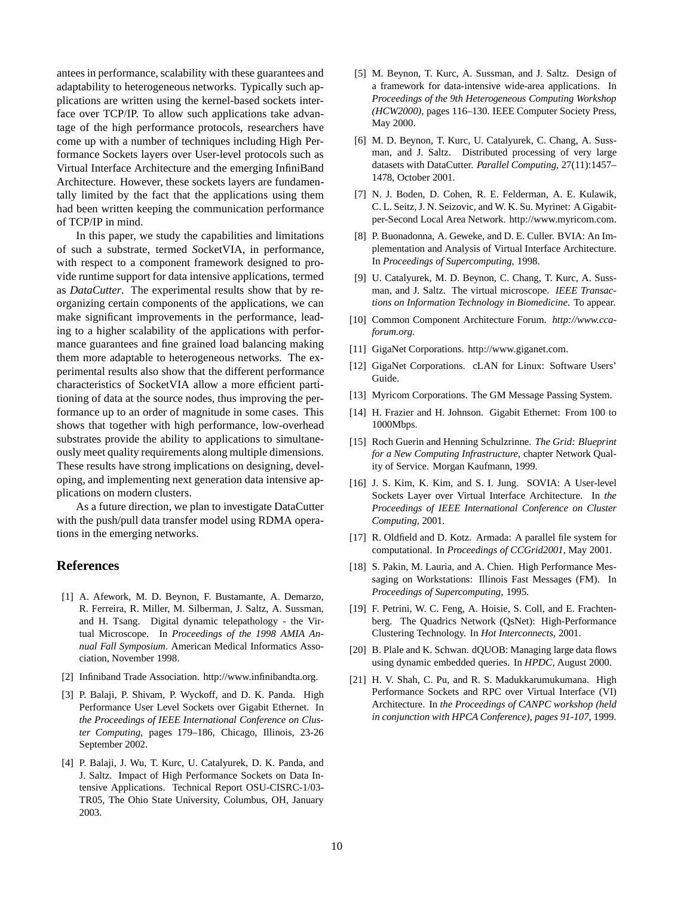antees in performance, scalability with these guarantees and adaptability to heterogeneous networks. Typically such applications are written using the kernel-based sockets interface over TCP/IP. To allow such applications take advantage of the high performance protocols, researchers have come up with a number of techniques including High Performance Sockets layers over User-level protocols such as Virtual Interface Architecture and the emerging InfiniBand Architecture. However, these sockets layers are fundamentally limited by the fact that the applications using them had been written keeping the communication performance of TCP/IP in mind.

In this paper, we study the capabilities and limitations of such a substrate, termed *S*ocketVIA, in performance, with respect to a component framework designed to provide runtime support for data intensive applications, termed as *DataCutter*. The experimental results show that by reorganizing certain components of the applications, we can make significant improvements in the performance, leading to a higher scalability of the applications with performance guarantees and fine grained load balancing making them more adaptable to heterogeneous networks. The experimental results also show that the different performance characteristics of SocketVIA allow a more efficient partitioning of data at the source nodes, thus improving the performance up to an order of magnitude in some cases. This shows that together with high performance, low-overhead substrates provide the ability to applications to simultaneously meet quality requirements along multiple dimensions. These results have strong implications on designing, developing, and implementing next generation data intensive applications on modern clusters.

As a future direction, we plan to investigate DataCutter with the push/pull data transfer model using RDMA operations in the emerging networks.

## References

[1] A. Afework, M. D. Beynon, F. Bustamante, A. Demarzo, R. Ferreira, R. Miller, M. Silberman, J. Saltz, A. Sussman, and H. Tsang. Digital dynamic telepathology - the Virtual Microscope. In *Proceedings of the 1998 AMIA Annual Fall Symposium*. American Medical Informatics Association, November 1998.

[2] Infiniband Trade Association. http://www.infinibandta.org.

[3] P. Balaji, P. Shivam, P. Wyckoff, and D. K. Panda. High Performance User Level Sockets over Gigabit Ethernet. In *the Proceedings of IEEE International Conference on Cluster Computing*, pages 179–186, Chicago, Illinois, 23-26 September 2002.

[4] P. Balaji, J. Wu, T. Kurc, U. Catalyurek, D. K. Panda, and J. Saltz. Impact of High Performance Sockets on Data Intensive Applications. Technical Report OSU-CISRC-1/03-TR05, The Ohio State University, Columbus, OH, January 2003.

[5] M. Beynon, T. Kurc, A. Sussman, and J. Saltz. Design of a framework for data-intensive wide-area applications. In *Proceedings of the 9th Heterogeneous Computing Workshop (HCW2000)*, pages 116–130. IEEE Computer Society Press, May 2000.

[6] M. D. Beynon, T. Kurc, U. Catalyurek, C. Chang, A. Sussman, and J. Saltz. Distributed processing of very large datasets with DataCutter. *Parallel Computing*, 27(11):1457–1478, October 2001.

[7] N. J. Boden, D. Cohen, R. E. Felderman, A. E. Kulawik, C. L. Seitz, J. N. Seizovic, and W. K. Su. Myrinet: A Gigabit-per-Second Local Area Network. http://www.myricom.com.

[8] P. Buonadonna, A. Geweke, and D. E. Culler. BVIA: An Implementation and Analysis of Virtual Interface Architecture. In *Proceedings of Supercomputing*, 1998.

[9] U. Catalyurek, M. D. Beynon, C. Chang, T. Kurc, A. Sussman, and J. Saltz. The virtual microscope. *IEEE Transactions on Information Technology in Biomedicine*. To appear.

[10] Common Component Architecture Forum. *http://www.cca-forum.org*.

[11] GigaNet Corporations. http://www.giganet.com.

[12] GigaNet Corporations. cLAN for Linux: Software Users' Guide.

[13] Myricom Corporations. The GM Message Passing System.

[14] H. Frazier and H. Johnson. Gigabit Ethernet: From 100 to 1000Mbps.

[15] Roch Guerin and Henning Schulzrinne. *The Grid: Blueprint for a New Computing Infrastructure*, chapter Network Quality of Service. Morgan Kaufmann, 1999.

[16] J. S. Kim, K. Kim, and S. I. Jung. SOVIA: A User-level Sockets Layer over Virtual Interface Architecture. In *the Proceedings of IEEE International Conference on Cluster Computing*, 2001.

[17] R. Oldfield and D. Kotz. Armada: A parallel file system for computational. In *Proceedings of CCGrid2001*, May 2001.

[18] S. Pakin, M. Lauria, and A. Chien. High Performance Messaging on Workstations: Illinois Fast Messages (FM). In *Proceedings of Supercomputing*, 1995.

[19] F. Petrini, W. C. Feng, A. Hoisie, S. Coll, and E. Frachtenberg. The Quadrics Network (QsNet): High-Performance Clustering Technology. In *Hot Interconnects*, 2001.

[20] B. Plale and K. Schwan. dQUOB: Managing large data flows using dynamic embedded queries. In *HPDC*, August 2000.

[21] H. V. Shah, C. Pu, and R. S. Madukkarumukumana. High Performance Sockets and RPC over Virtual Interface (VI) Architecture. In *the Proceedings of CANPC workshop (held in conjunction with HPCA Conference), pages 91-107*, 1999.